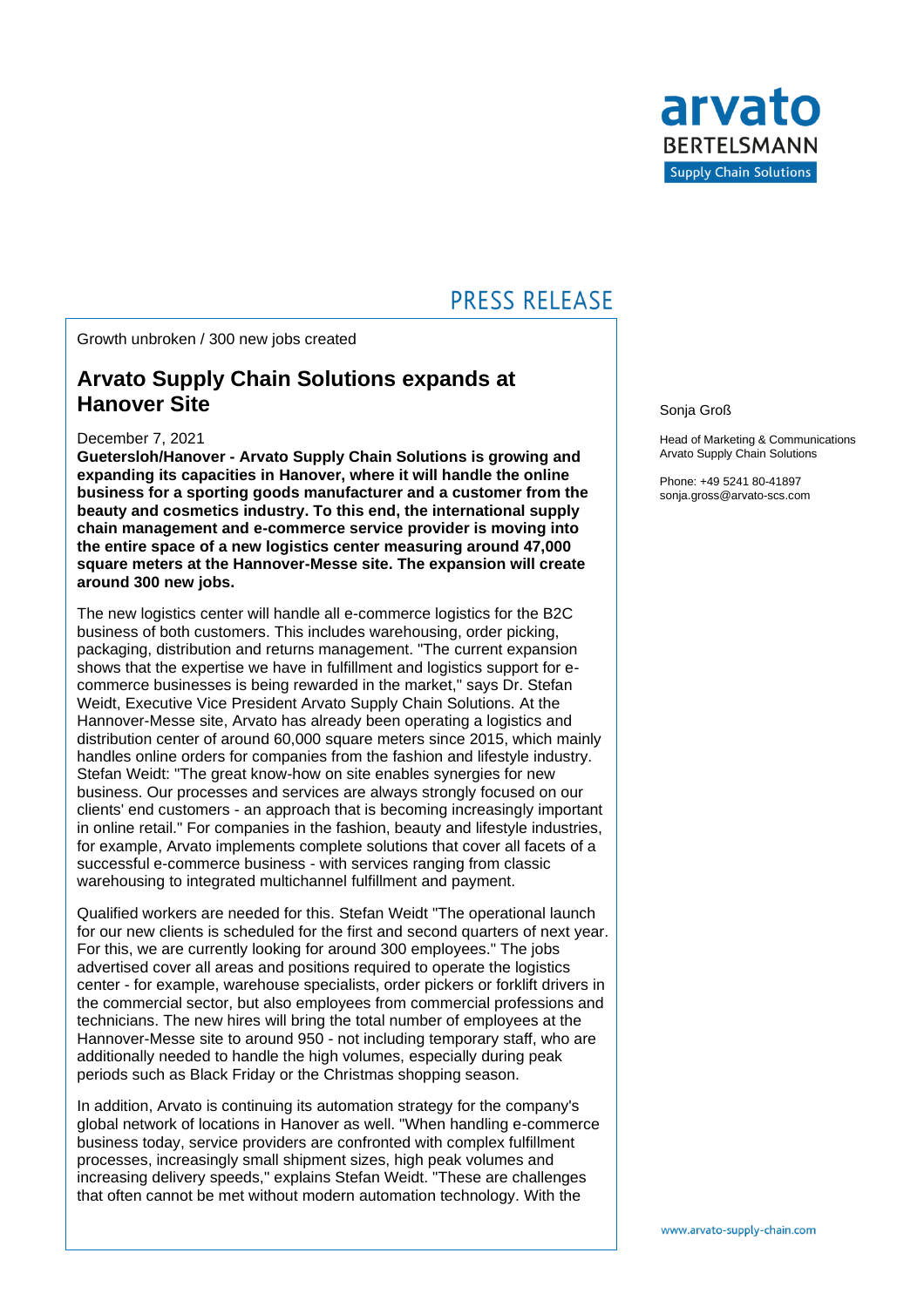arvato
BERTELSMANN
Supply Chain Solutions

PRESS RELEASE

Growth unbroken / 300 new jobs created

# Arvato Supply Chain Solutions expands at Hanover Site

December 7, 2021

**Guetersloh/Hanover - Arvato Supply Chain Solutions is growing and expanding its capacities in Hanover, where it will handle the online business for a sporting goods manufacturer and a customer from the beauty and cosmetics industry. To this end, the international supply chain management and e-commerce service provider is moving into the entire space of a new logistics center measuring around 47,000 square meters at the Hannover-Messe site. The expansion will create around 300 new jobs.**

The new logistics center will handle all e-commerce logistics for the B2C business of both customers. This includes warehousing, order picking, packaging, distribution and returns management. "The current expansion shows that the expertise we have in fulfillment and logistics support for e-commerce businesses is being rewarded in the market," says Dr. Stefan Weidt, Executive Vice President Arvato Supply Chain Solutions. At the Hannover-Messe site, Arvato has already been operating a logistics and distribution center of around 60,000 square meters since 2015, which mainly handles online orders for companies from the fashion and lifestyle industry. Stefan Weidt: "The great know-how on site enables synergies for new business. Our processes and services are always strongly focused on our clients' end customers - an approach that is becoming increasingly important in online retail." For companies in the fashion, beauty and lifestyle industries, for example, Arvato implements complete solutions that cover all facets of a successful e-commerce business - with services ranging from classic warehousing to integrated multichannel fulfillment and payment.

Qualified workers are needed for this. Stefan Weidt "The operational launch for our new clients is scheduled for the first and second quarters of next year. For this, we are currently looking for around 300 employees." The jobs advertised cover all areas and positions required to operate the logistics center - for example, warehouse specialists, order pickers or forklift drivers in the commercial sector, but also employees from commercial professions and technicians. The new hires will bring the total number of employees at the Hannover-Messe site to around 950 - not including temporary staff, who are additionally needed to handle the high volumes, especially during peak periods such as Black Friday or the Christmas shopping season.

In addition, Arvato is continuing its automation strategy for the company's global network of locations in Hanover as well. "When handling e-commerce business today, service providers are confronted with complex fulfillment processes, increasingly small shipment sizes, high peak volumes and increasing delivery speeds," explains Stefan Weidt. "These are challenges that often cannot be met without modern automation technology. With the

Sonja Groß

Head of Marketing & Communications
Arvato Supply Chain Solutions

Phone: +49 5241 80-41897
sonja.gross@arvato-scs.com

www.arvato-supply-chain.com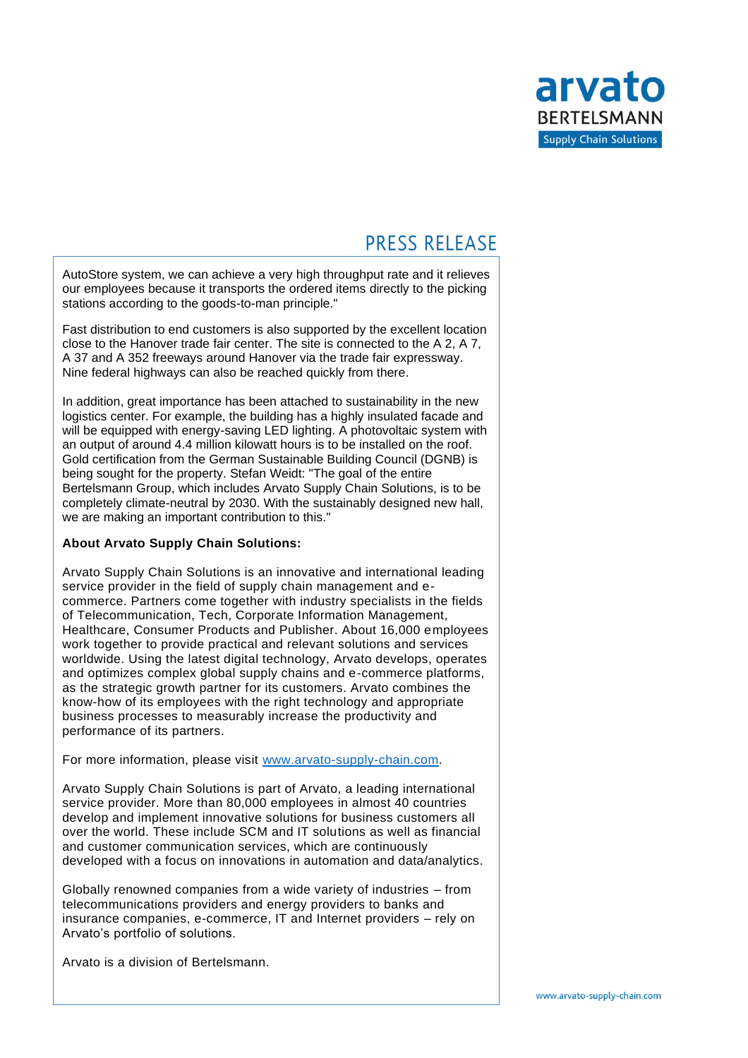AutoStore system, we can achieve a very high throughput rate and it relieves our employees because it transports the ordered items directly to the picking stations according to the goods-to-man principle."

Fast distribution to end customers is also supported by the excellent location close to the Hanover trade fair center. The site is connected to the A 2, A 7, A 37 and A 352 freeways around Hanover via the trade fair expressway. Nine federal highways can also be reached quickly from there.

In addition, great importance has been attached to sustainability in the new logistics center. For example, the building has a highly insulated facade and will be equipped with energy-saving LED lighting. A photovoltaic system with an output of around 4.4 million kilowatt hours is to be installed on the roof. Gold certification from the German Sustainable Building Council (DGNB) is being sought for the property. Stefan Weidt: "The goal of the entire Bertelsmann Group, which includes Arvato Supply Chain Solutions, is to be completely climate-neutral by 2030. With the sustainably designed new hall, we are making an important contribution to this."

**About Arvato Supply Chain Solutions:**

Arvato Supply Chain Solutions is an innovative and international leading service provider in the field of supply chain management and e-commerce. Partners come together with industry specialists in the fields of Telecommunication, Tech, Corporate Information Management, Healthcare, Consumer Products and Publisher. About 16,000 employees work together to provide practical and relevant solutions and services worldwide. Using the latest digital technology, Arvato develops, operates and optimizes complex global supply chains and e-commerce platforms, as the strategic growth partner for its customers. Arvato combines the know-how of its employees with the right technology and appropriate business processes to measurably increase the productivity and performance of its partners.

For more information, please visit www.arvato-supply-chain.com.

Arvato Supply Chain Solutions is part of Arvato, a leading international service provider. More than 80,000 employees in almost 40 countries develop and implement innovative solutions for business customers all over the world. These include SCM and IT solutions as well as financial and customer communication services, which are continuously developed with a focus on innovations in automation and data/analytics.

Globally renowned companies from a wide variety of industries – from telecommunications providers and energy providers to banks and insurance companies, e-commerce, IT and Internet providers – rely on Arvato's portfolio of solutions.

Arvato is a division of Bertelsmann.